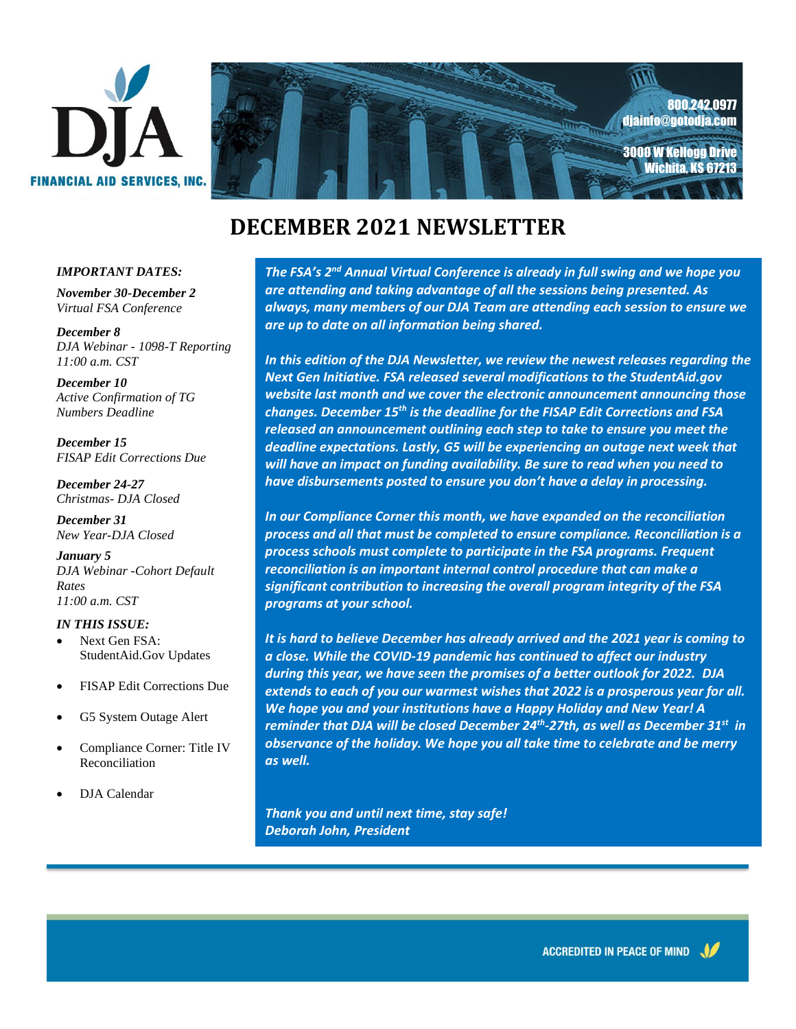DJA

FINANCIAL AID SERVICES, INC.

800.242.0977
djainfo@gotodja.com

3000 W Kellogg Drive
Wichita, KS 67213

# DECEMBER 2021 NEWSLETTER

***IMPORTANT DATES:***

***November 30-December 2***
*Virtual FSA Conference*

***December 8***
*DJA Webinar - 1098-T Reporting*
*11:00 a.m. CST*

***December 10***
*Active Confirmation of TG Numbers Deadline*

***December 15***
*FISAP Edit Corrections Due*

***December 24-27***
*Christmas- DJA Closed*

***December 31***
*New Year-DJA Closed*

***January 5***
*DJA Webinar -Cohort Default Rates*
*11:00 a.m. CST*

***IN THIS ISSUE:***

- Next Gen FSA: StudentAid.Gov Updates
- FISAP Edit Corrections Due
- G5 System Outage Alert
- Compliance Corner: Title IV Reconciliation
- DJA Calendar

***The FSA's 2nd Annual Virtual Conference is already in full swing and we hope you are attending and taking advantage of all the sessions being presented. As always, many members of our DJA Team are attending each session to ensure we are up to date on all information being shared.***

***In this edition of the DJA Newsletter, we review the newest releases regarding the Next Gen Initiative. FSA released several modifications to the StudentAid.gov website last month and we cover the electronic announcement announcing those changes. December 15th is the deadline for the FISAP Edit Corrections and FSA released an announcement outlining each step to take to ensure you meet the deadline expectations. Lastly, G5 will be experiencing an outage next week that will have an impact on funding availability. Be sure to read when you need to have disbursements posted to ensure you don't have a delay in processing.***

***In our Compliance Corner this month, we have expanded on the reconciliation process and all that must be completed to ensure compliance. Reconciliation is a process schools must complete to participate in the FSA programs. Frequent reconciliation is an important internal control procedure that can make a significant contribution to increasing the overall program integrity of the FSA programs at your school.***

***It is hard to believe December has already arrived and the 2021 year is coming to a close. While the COVID-19 pandemic has continued to affect our industry during this year, we have seen the promises of a better outlook for 2022. DJA extends to each of you our warmest wishes that 2022 is a prosperous year for all. We hope you and your institutions have a Happy Holiday and New Year! A reminder that DJA will be closed December 24th-27th, as well as December 31st in observance of the holiday. We hope you all take time to celebrate and be merry as well.***

***Thank you and until next time, stay safe!***
***Deborah John, President***

ACCREDITED IN PEACE OF MIND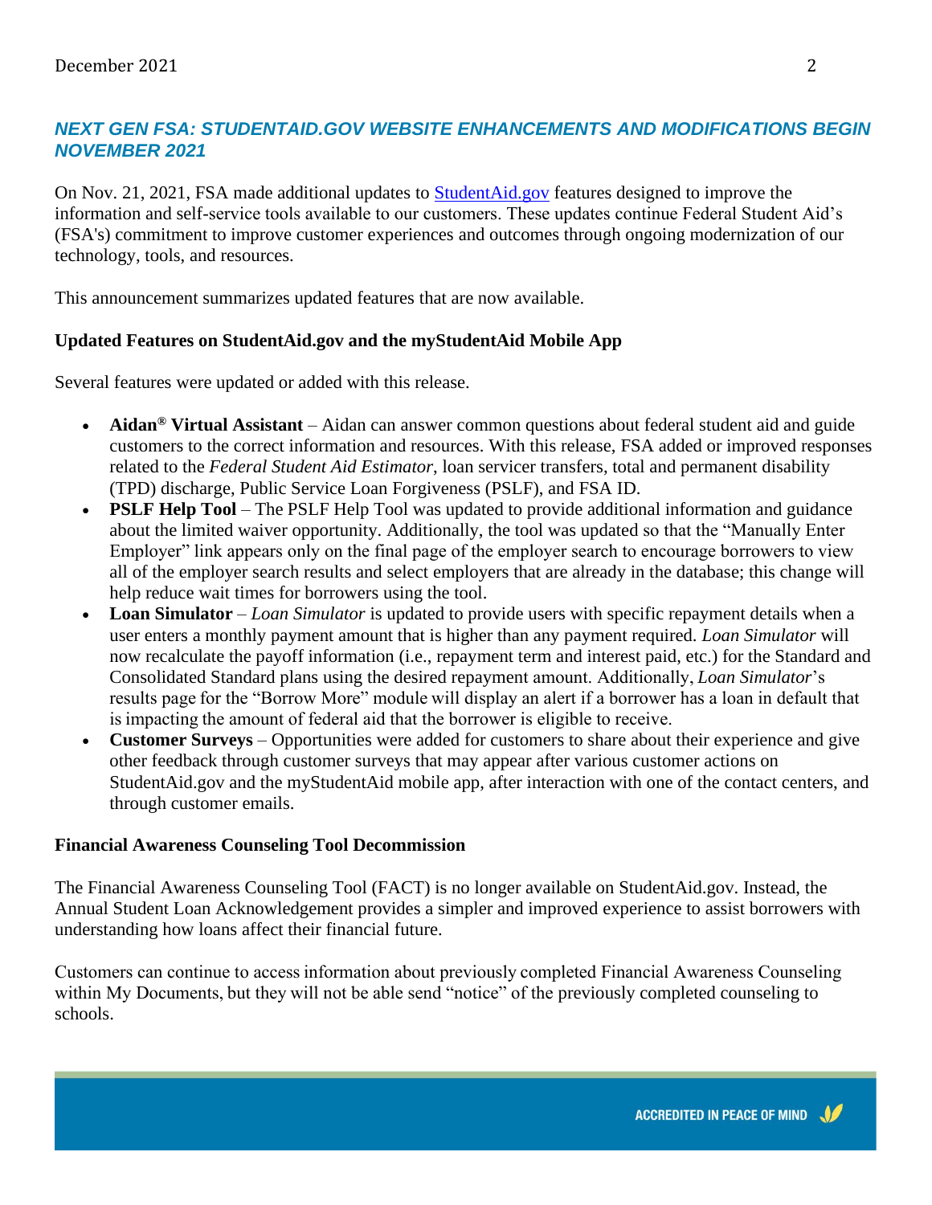## NEXT GEN FSA: STUDENTAID.GOV WEBSITE ENHANCEMENTS AND MODIFICATIONS BEGIN NOVEMBER 2021

On Nov. 21, 2021, FSA made additional updates to [StudentAid.gov](StudentAid.gov) features designed to improve the information and self-service tools available to our customers. These updates continue Federal Student Aid's (FSA's) commitment to improve customer experiences and outcomes through ongoing modernization of our technology, tools, and resources.

This announcement summarizes updated features that are now available.

### Updated Features on StudentAid.gov and the myStudentAid Mobile App

Several features were updated or added with this release.

- **Aidan® Virtual Assistant** – Aidan can answer common questions about federal student aid and guide customers to the correct information and resources. With this release, FSA added or improved responses related to the *Federal Student Aid Estimator*, loan servicer transfers, total and permanent disability (TPD) discharge, Public Service Loan Forgiveness (PSLF), and FSA ID.
- **PSLF Help Tool** – The PSLF Help Tool was updated to provide additional information and guidance about the limited waiver opportunity. Additionally, the tool was updated so that the "Manually Enter Employer" link appears only on the final page of the employer search to encourage borrowers to view all of the employer search results and select employers that are already in the database; this change will help reduce wait times for borrowers using the tool.
- **Loan Simulator** – *Loan Simulator* is updated to provide users with specific repayment details when a user enters a monthly payment amount that is higher than any payment required. *Loan Simulator* will now recalculate the payoff information (i.e., repayment term and interest paid, etc.) for the Standard and Consolidated Standard plans using the desired repayment amount. Additionally, *Loan Simulator*'s results page for the "Borrow More" module will display an alert if a borrower has a loan in default that is impacting the amount of federal aid that the borrower is eligible to receive.
- **Customer Surveys** – Opportunities were added for customers to share about their experience and give other feedback through customer surveys that may appear after various customer actions on StudentAid.gov and the myStudentAid mobile app, after interaction with one of the contact centers, and through customer emails.

### Financial Awareness Counseling Tool Decommission

The Financial Awareness Counseling Tool (FACT) is no longer available on StudentAid.gov. Instead, the Annual Student Loan Acknowledgement provides a simpler and improved experience to assist borrowers with understanding how loans affect their financial future.

Customers can continue to access information about previously completed Financial Awareness Counseling within My Documents, but they will not be able send "notice" of the previously completed counseling to schools.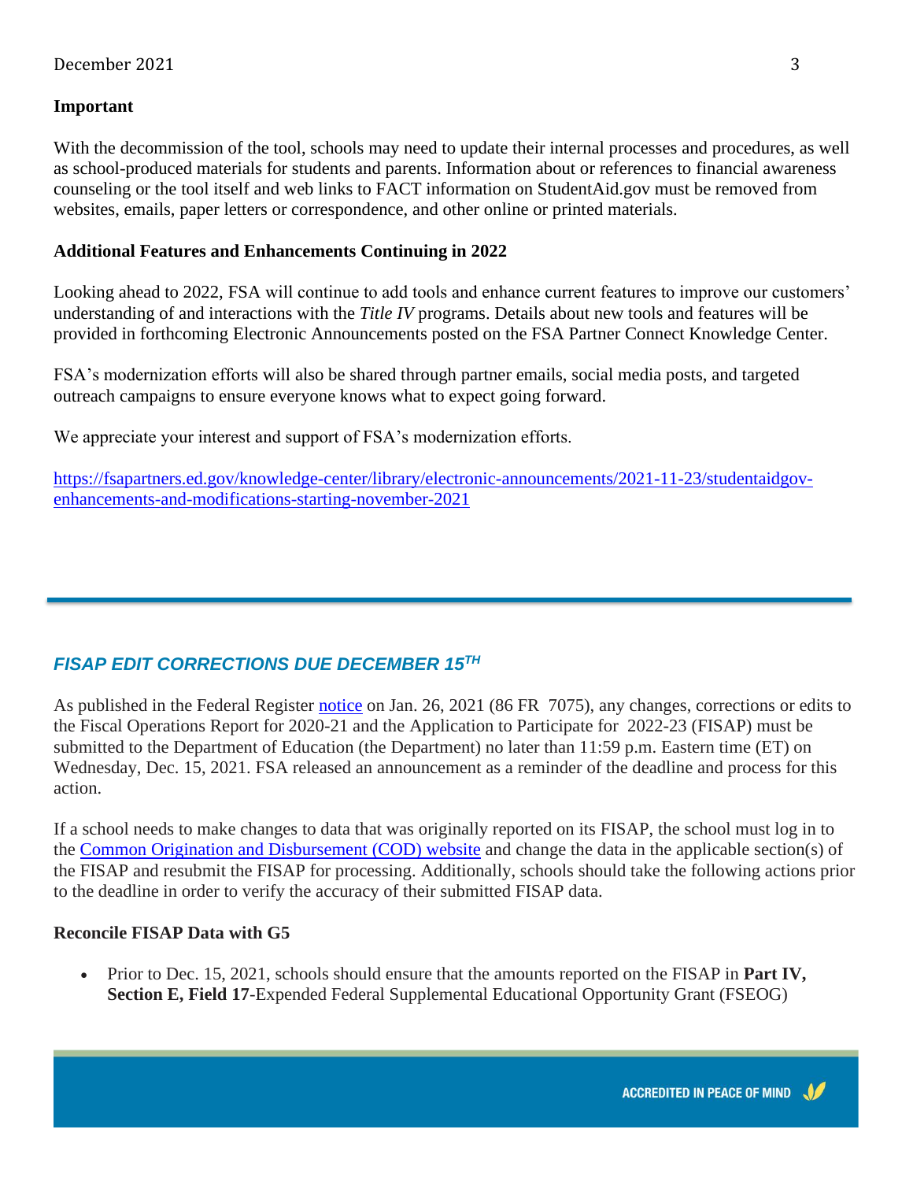**Important**

With the decommission of the tool, schools may need to update their internal processes and procedures, as well as school-produced materials for students and parents. Information about or references to financial awareness counseling or the tool itself and web links to FACT information on StudentAid.gov must be removed from websites, emails, paper letters or correspondence, and other online or printed materials.

**Additional Features and Enhancements Continuing in 2022**

Looking ahead to 2022, FSA will continue to add tools and enhance current features to improve our customers' understanding of and interactions with the *Title IV* programs. Details about new tools and features will be provided in forthcoming Electronic Announcements posted on the FSA Partner Connect Knowledge Center.

FSA's modernization efforts will also be shared through partner emails, social media posts, and targeted outreach campaigns to ensure everyone knows what to expect going forward.

We appreciate your interest and support of FSA's modernization efforts.

https://fsapartners.ed.gov/knowledge-center/library/electronic-announcements/2021-11-23/studentaidgov-enhancements-and-modifications-starting-november-2021

---

## *FISAP EDIT CORRECTIONS DUE DECEMBER 15TH*

As published in the Federal Register notice on Jan. 26, 2021 (86 FR 7075), any changes, corrections or edits to the Fiscal Operations Report for 2020-21 and the Application to Participate for 2022-23 (FISAP) must be submitted to the Department of Education (the Department) no later than 11:59 p.m. Eastern time (ET) on Wednesday, Dec. 15, 2021. FSA released an announcement as a reminder of the deadline and process for this action.

If a school needs to make changes to data that was originally reported on its FISAP, the school must log in to the Common Origination and Disbursement (COD) website and change the data in the applicable section(s) of the FISAP and resubmit the FISAP for processing. Additionally, schools should take the following actions prior to the deadline in order to verify the accuracy of their submitted FISAP data.

**Reconcile FISAP Data with G5**

- Prior to Dec. 15, 2021, schools should ensure that the amounts reported on the FISAP in **Part IV, Section E, Field 17**-Expended Federal Supplemental Educational Opportunity Grant (FSEOG)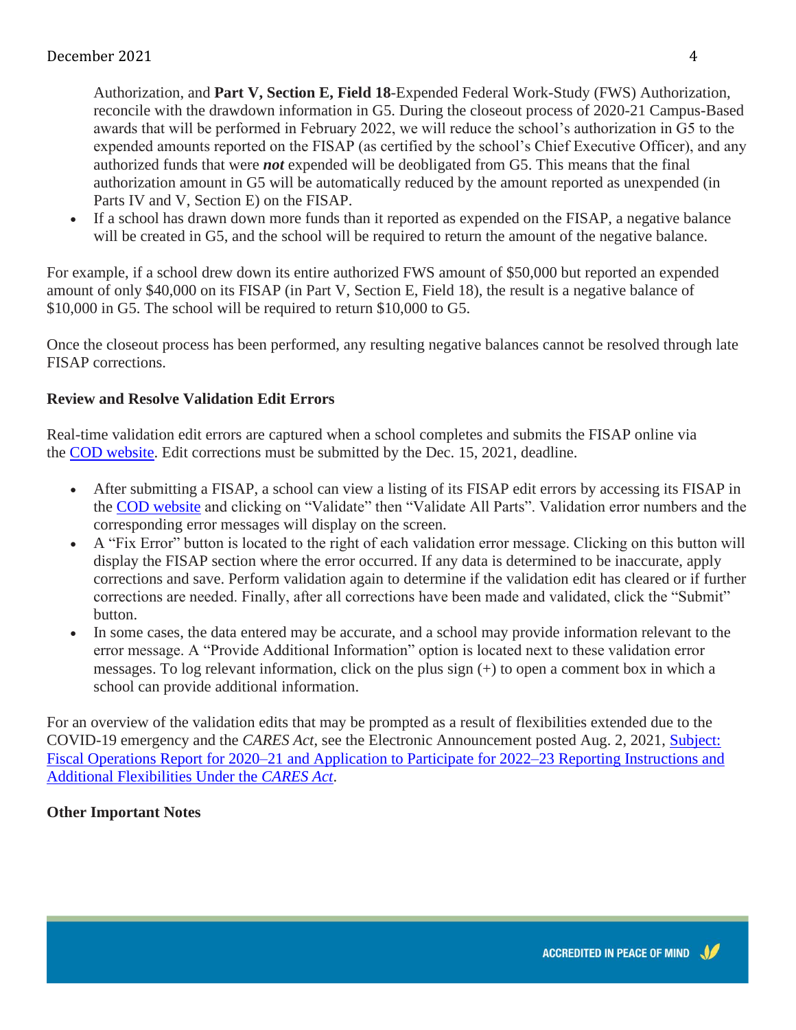Authorization, and **Part V, Section E, Field 18**-Expended Federal Work-Study (FWS) Authorization, reconcile with the drawdown information in G5. During the closeout process of 2020-21 Campus-Based awards that will be performed in February 2022, we will reduce the school's authorization in G5 to the expended amounts reported on the FISAP (as certified by the school's Chief Executive Officer), and any authorized funds that were ***not*** expended will be deobligated from G5. This means that the final authorization amount in G5 will be automatically reduced by the amount reported as unexpended (in Parts IV and V, Section E) on the FISAP.

- If a school has drawn down more funds than it reported as expended on the FISAP, a negative balance will be created in G5, and the school will be required to return the amount of the negative balance.

For example, if a school drew down its entire authorized FWS amount of $50,000 but reported an expended amount of only $40,000 on its FISAP (in Part V, Section E, Field 18), the result is a negative balance of $10,000 in G5. The school will be required to return $10,000 to G5.

Once the closeout process has been performed, any resulting negative balances cannot be resolved through late FISAP corrections.

**Review and Resolve Validation Edit Errors**

Real-time validation edit errors are captured when a school completes and submits the FISAP online via the COD website. Edit corrections must be submitted by the Dec. 15, 2021, deadline.

- After submitting a FISAP, a school can view a listing of its FISAP edit errors by accessing its FISAP in the COD website and clicking on "Validate" then "Validate All Parts". Validation error numbers and the corresponding error messages will display on the screen.
- A "Fix Error" button is located to the right of each validation error message. Clicking on this button will display the FISAP section where the error occurred. If any data is determined to be inaccurate, apply corrections and save. Perform validation again to determine if the validation edit has cleared or if further corrections are needed. Finally, after all corrections have been made and validated, click the "Submit" button.
- In some cases, the data entered may be accurate, and a school may provide information relevant to the error message. A "Provide Additional Information" option is located next to these validation error messages. To log relevant information, click on the plus sign (+) to open a comment box in which a school can provide additional information.

For an overview of the validation edits that may be prompted as a result of flexibilities extended due to the COVID-19 emergency and the *CARES Act*, see the Electronic Announcement posted Aug. 2, 2021, Subject: Fiscal Operations Report for 2020–21 and Application to Participate for 2022–23 Reporting Instructions and Additional Flexibilities Under the *CARES Act*.

**Other Important Notes**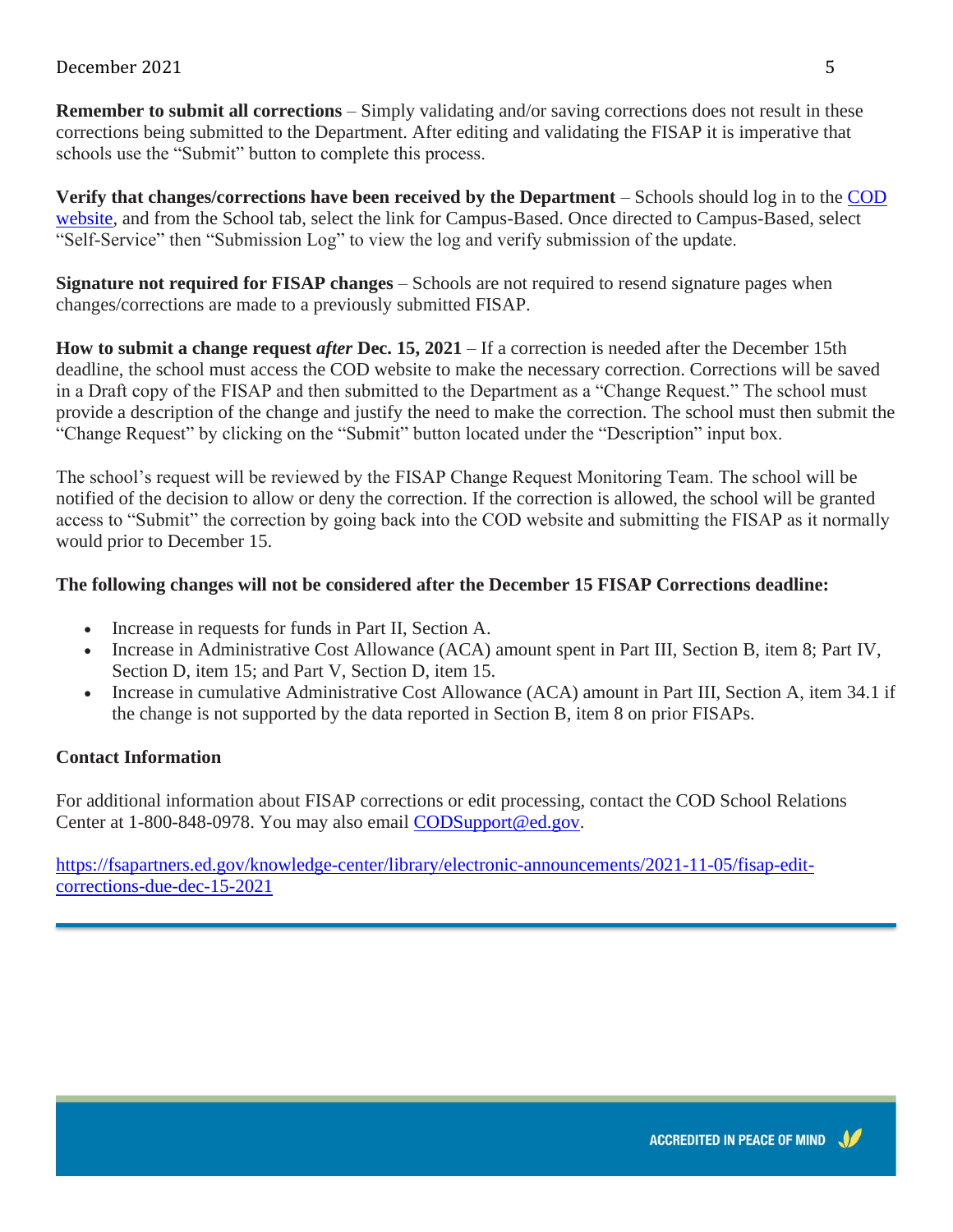**Remember to submit all corrections** – Simply validating and/or saving corrections does not result in these corrections being submitted to the Department. After editing and validating the FISAP it is imperative that schools use the "Submit" button to complete this process.

**Verify that changes/corrections have been received by the Department** – Schools should log in to the [COD website](#), and from the School tab, select the link for Campus-Based. Once directed to Campus-Based, select "Self-Service" then "Submission Log" to view the log and verify submission of the update.

**Signature not required for FISAP changes** – Schools are not required to resend signature pages when changes/corrections are made to a previously submitted FISAP.

**How to submit a change request *after* Dec. 15, 2021** – If a correction is needed after the December 15th deadline, the school must access the COD website to make the necessary correction. Corrections will be saved in a Draft copy of the FISAP and then submitted to the Department as a "Change Request." The school must provide a description of the change and justify the need to make the correction. The school must then submit the "Change Request" by clicking on the "Submit" button located under the "Description" input box.

The school's request will be reviewed by the FISAP Change Request Monitoring Team. The school will be notified of the decision to allow or deny the correction. If the correction is allowed, the school will be granted access to "Submit" the correction by going back into the COD website and submitting the FISAP as it normally would prior to December 15.

**The following changes will not be considered after the December 15 FISAP Corrections deadline:**

- Increase in requests for funds in Part II, Section A.
- Increase in Administrative Cost Allowance (ACA) amount spent in Part III, Section B, item 8; Part IV, Section D, item 15; and Part V, Section D, item 15.
- Increase in cumulative Administrative Cost Allowance (ACA) amount in Part III, Section A, item 34.1 if the change is not supported by the data reported in Section B, item 8 on prior FISAPs.

**Contact Information**

For additional information about FISAP corrections or edit processing, contact the COD School Relations Center at 1-800-848-0978. You may also email CODSupport@ed.gov.

https://fsapartners.ed.gov/knowledge-center/library/electronic-announcements/2021-11-05/fisap-edit-corrections-due-dec-15-2021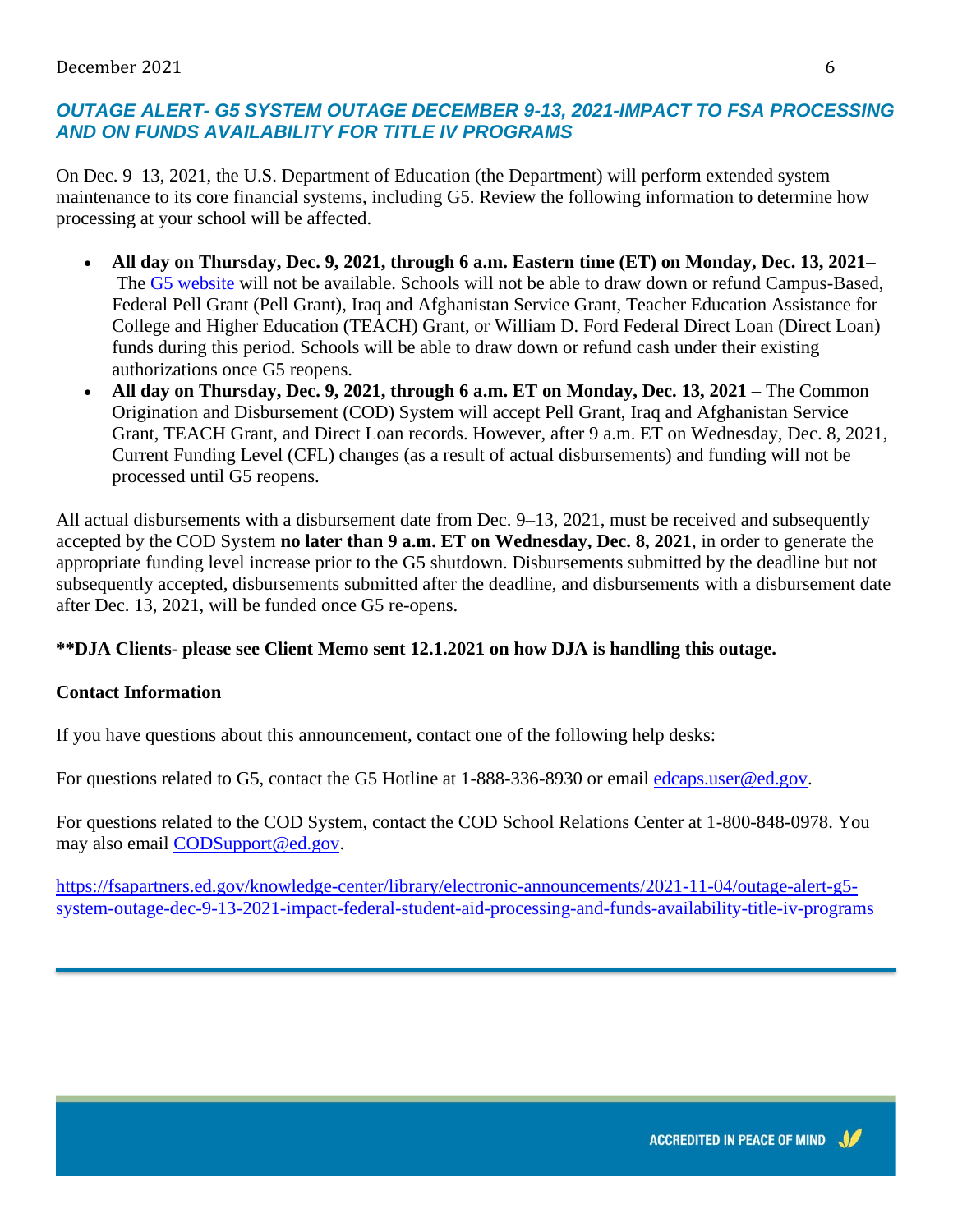## *OUTAGE ALERT- G5 SYSTEM OUTAGE DECEMBER 9-13, 2021-IMPACT TO FSA PROCESSING AND ON FUNDS AVAILABILITY FOR TITLE IV PROGRAMS*

On Dec. 9–13, 2021, the U.S. Department of Education (the Department) will perform extended system maintenance to its core financial systems, including G5. Review the following information to determine how processing at your school will be affected.

- **All day on Thursday, Dec. 9, 2021, through 6 a.m. Eastern time (ET) on Monday, Dec. 13, 2021–** The G5 website will not be available. Schools will not be able to draw down or refund Campus-Based, Federal Pell Grant (Pell Grant), Iraq and Afghanistan Service Grant, Teacher Education Assistance for College and Higher Education (TEACH) Grant, or William D. Ford Federal Direct Loan (Direct Loan) funds during this period. Schools will be able to draw down or refund cash under their existing authorizations once G5 reopens.
- **All day on Thursday, Dec. 9, 2021, through 6 a.m. ET on Monday, Dec. 13, 2021 –** The Common Origination and Disbursement (COD) System will accept Pell Grant, Iraq and Afghanistan Service Grant, TEACH Grant, and Direct Loan records. However, after 9 a.m. ET on Wednesday, Dec. 8, 2021, Current Funding Level (CFL) changes (as a result of actual disbursements) and funding will not be processed until G5 reopens.

All actual disbursements with a disbursement date from Dec. 9–13, 2021, must be received and subsequently accepted by the COD System **no later than 9 a.m. ET on Wednesday, Dec. 8, 2021**, in order to generate the appropriate funding level increase prior to the G5 shutdown. Disbursements submitted by the deadline but not subsequently accepted, disbursements submitted after the deadline, and disbursements with a disbursement date after Dec. 13, 2021, will be funded once G5 re-opens.

**\*\*DJA Clients- please see Client Memo sent 12.1.2021 on how DJA is handling this outage.**

**Contact Information**

If you have questions about this announcement, contact one of the following help desks:

For questions related to G5, contact the G5 Hotline at 1-888-336-8930 or email edcaps.user@ed.gov.

For questions related to the COD System, contact the COD School Relations Center at 1-800-848-0978. You may also email CODSupport@ed.gov.

https://fsapartners.ed.gov/knowledge-center/library/electronic-announcements/2021-11-04/outage-alert-g5-system-outage-dec-9-13-2021-impact-federal-student-aid-processing-and-funds-availability-title-iv-programs

ACCREDITED IN PEACE OF MIND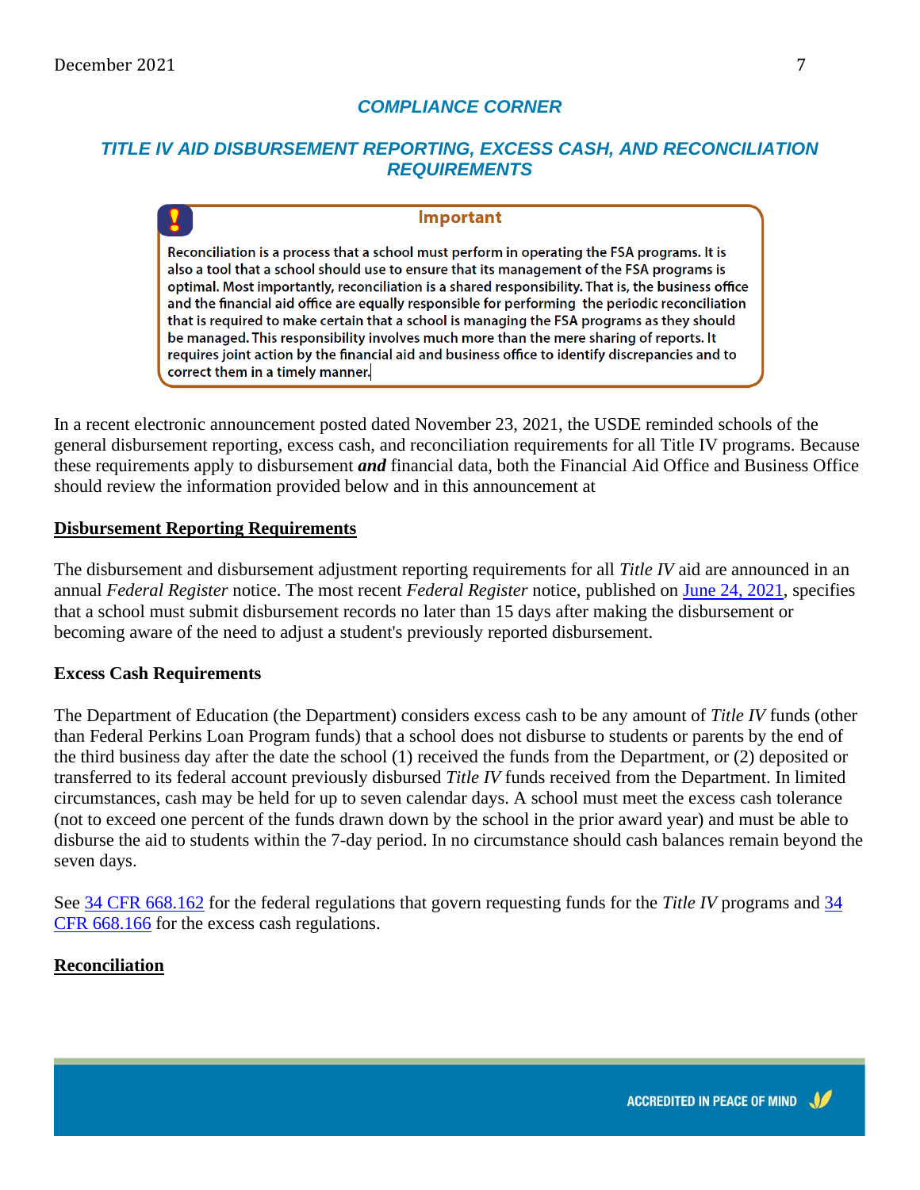## COMPLIANCE CORNER

## TITLE IV AID DISBURSEMENT REPORTING, EXCESS CASH, AND RECONCILIATION REQUIREMENTS

> **Important**
>
> Reconciliation is a process that a school must perform in operating the FSA programs. It is also a tool that a school should use to ensure that its management of the FSA programs is optimal. Most importantly, reconciliation is a shared responsibility. That is, the business office and the financial aid office are equally responsible for performing the periodic reconciliation that is required to make certain that a school is managing the FSA programs as they should be managed. This responsibility involves much more than the mere sharing of reports. It requires joint action by the financial aid and business office to identify discrepancies and to correct them in a timely manner.

In a recent electronic announcement posted dated November 23, 2021, the USDE reminded schools of the general disbursement reporting, excess cash, and reconciliation requirements for all Title IV programs. Because these requirements apply to disbursement ***and*** financial data, both the Financial Aid Office and Business Office should review the information provided below and in this announcement at

### Disbursement Reporting Requirements

The disbursement and disbursement adjustment reporting requirements for all *Title IV* aid are announced in an annual *Federal Register* notice. The most recent *Federal Register* notice, published on June 24, 2021, specifies that a school must submit disbursement records no later than 15 days after making the disbursement or becoming aware of the need to adjust a student's previously reported disbursement.

### Excess Cash Requirements

The Department of Education (the Department) considers excess cash to be any amount of *Title IV* funds (other than Federal Perkins Loan Program funds) that a school does not disburse to students or parents by the end of the third business day after the date the school (1) received the funds from the Department, or (2) deposited or transferred to its federal account previously disbursed *Title IV* funds received from the Department. In limited circumstances, cash may be held for up to seven calendar days. A school must meet the excess cash tolerance (not to exceed one percent of the funds drawn down by the school in the prior award year) and must be able to disburse the aid to students within the 7-day period. In no circumstance should cash balances remain beyond the seven days.

See 34 CFR 668.162 for the federal regulations that govern requesting funds for the *Title IV* programs and 34 CFR 668.166 for the excess cash regulations.

### Reconciliation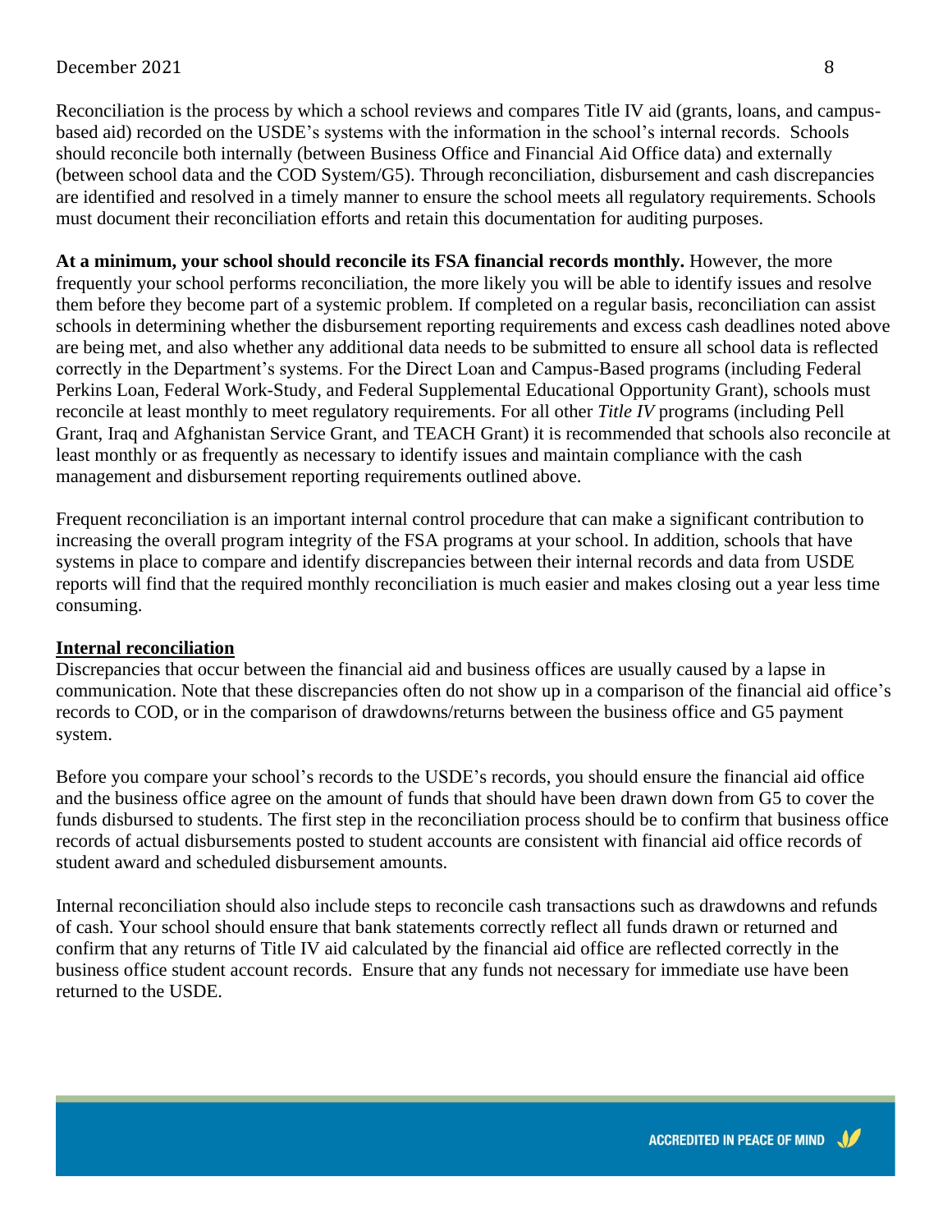Reconciliation is the process by which a school reviews and compares Title IV aid (grants, loans, and campus-based aid) recorded on the USDE's systems with the information in the school's internal records. Schools should reconcile both internally (between Business Office and Financial Aid Office data) and externally (between school data and the COD System/G5). Through reconciliation, disbursement and cash discrepancies are identified and resolved in a timely manner to ensure the school meets all regulatory requirements. Schools must document their reconciliation efforts and retain this documentation for auditing purposes.

**At a minimum, your school should reconcile its FSA financial records monthly.** However, the more frequently your school performs reconciliation, the more likely you will be able to identify issues and resolve them before they become part of a systemic problem. If completed on a regular basis, reconciliation can assist schools in determining whether the disbursement reporting requirements and excess cash deadlines noted above are being met, and also whether any additional data needs to be submitted to ensure all school data is reflected correctly in the Department's systems. For the Direct Loan and Campus-Based programs (including Federal Perkins Loan, Federal Work-Study, and Federal Supplemental Educational Opportunity Grant), schools must reconcile at least monthly to meet regulatory requirements. For all other *Title IV* programs (including Pell Grant, Iraq and Afghanistan Service Grant, and TEACH Grant) it is recommended that schools also reconcile at least monthly or as frequently as necessary to identify issues and maintain compliance with the cash management and disbursement reporting requirements outlined above.

Frequent reconciliation is an important internal control procedure that can make a significant contribution to increasing the overall program integrity of the FSA programs at your school. In addition, schools that have systems in place to compare and identify discrepancies between their internal records and data from USDE reports will find that the required monthly reconciliation is much easier and makes closing out a year less time consuming.

**Internal reconciliation**

Discrepancies that occur between the financial aid and business offices are usually caused by a lapse in communication. Note that these discrepancies often do not show up in a comparison of the financial aid office's records to COD, or in the comparison of drawdowns/returns between the business office and G5 payment system.

Before you compare your school's records to the USDE's records, you should ensure the financial aid office and the business office agree on the amount of funds that should have been drawn down from G5 to cover the funds disbursed to students. The first step in the reconciliation process should be to confirm that business office records of actual disbursements posted to student accounts are consistent with financial aid office records of student award and scheduled disbursement amounts.

Internal reconciliation should also include steps to reconcile cash transactions such as drawdowns and refunds of cash. Your school should ensure that bank statements correctly reflect all funds drawn or returned and confirm that any returns of Title IV aid calculated by the financial aid office are reflected correctly in the business office student account records. Ensure that any funds not necessary for immediate use have been returned to the USDE.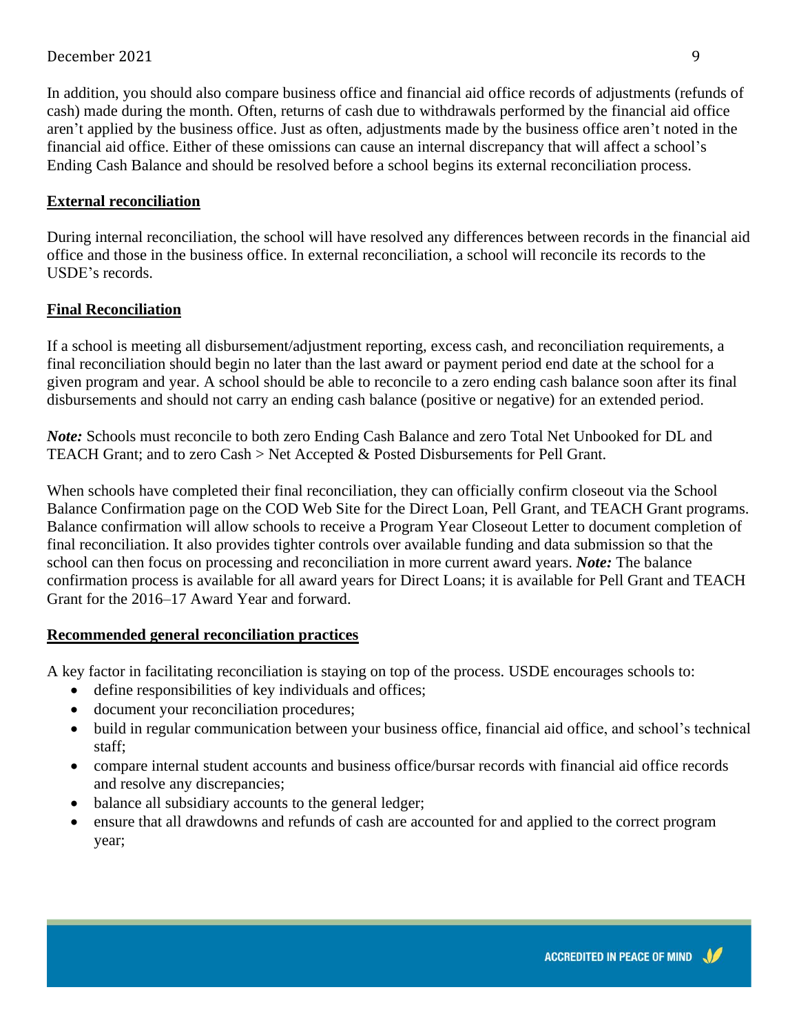In addition, you should also compare business office and financial aid office records of adjustments (refunds of cash) made during the month. Often, returns of cash due to withdrawals performed by the financial aid office aren't applied by the business office. Just as often, adjustments made by the business office aren't noted in the financial aid office. Either of these omissions can cause an internal discrepancy that will affect a school's Ending Cash Balance and should be resolved before a school begins its external reconciliation process.

## External reconciliation

During internal reconciliation, the school will have resolved any differences between records in the financial aid office and those in the business office. In external reconciliation, a school will reconcile its records to the USDE's records.

## Final Reconciliation

If a school is meeting all disbursement/adjustment reporting, excess cash, and reconciliation requirements, a final reconciliation should begin no later than the last award or payment period end date at the school for a given program and year. A school should be able to reconcile to a zero ending cash balance soon after its final disbursements and should not carry an ending cash balance (positive or negative) for an extended period.

***Note:*** Schools must reconcile to both zero Ending Cash Balance and zero Total Net Unbooked for DL and TEACH Grant; and to zero Cash > Net Accepted & Posted Disbursements for Pell Grant.

When schools have completed their final reconciliation, they can officially confirm closeout via the School Balance Confirmation page on the COD Web Site for the Direct Loan, Pell Grant, and TEACH Grant programs. Balance confirmation will allow schools to receive a Program Year Closeout Letter to document completion of final reconciliation. It also provides tighter controls over available funding and data submission so that the school can then focus on processing and reconciliation in more current award years. ***Note:*** The balance confirmation process is available for all award years for Direct Loans; it is available for Pell Grant and TEACH Grant for the 2016–17 Award Year and forward.

## Recommended general reconciliation practices

A key factor in facilitating reconciliation is staying on top of the process. USDE encourages schools to:

- define responsibilities of key individuals and offices;
- document your reconciliation procedures;
- build in regular communication between your business office, financial aid office, and school's technical staff;
- compare internal student accounts and business office/bursar records with financial aid office records and resolve any discrepancies;
- balance all subsidiary accounts to the general ledger;
- ensure that all drawdowns and refunds of cash are accounted for and applied to the correct program year;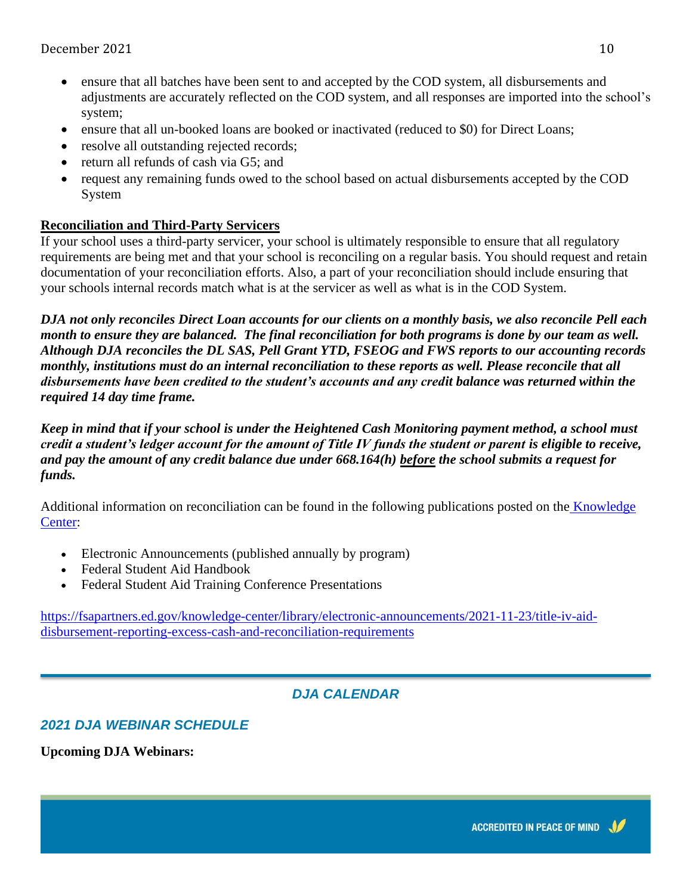- ensure that all batches have been sent to and accepted by the COD system, all disbursements and adjustments are accurately reflected on the COD system, and all responses are imported into the school's system;
- ensure that all un-booked loans are booked or inactivated (reduced to $0) for Direct Loans;
- resolve all outstanding rejected records;
- return all refunds of cash via G5; and
- request any remaining funds owed to the school based on actual disbursements accepted by the COD System

**Reconciliation and Third-Party Servicers**

If your school uses a third-party servicer, your school is ultimately responsible to ensure that all regulatory requirements are being met and that your school is reconciling on a regular basis. You should request and retain documentation of your reconciliation efforts. Also, a part of your reconciliation should include ensuring that your schools internal records match what is at the servicer as well as what is in the COD System.

***DJA not only reconciles Direct Loan accounts for our clients on a monthly basis, we also reconcile Pell each month to ensure they are balanced. The final reconciliation for both programs is done by our team as well. Although DJA reconciles the DL SAS, Pell Grant YTD, FSEOG and FWS reports to our accounting records monthly, institutions must do an internal reconciliation to these reports as well. Please reconcile that all disbursements have been credited to the student's accounts and any credit balance was returned within the required 14 day time frame.***

***Keep in mind that if your school is under the Heightened Cash Monitoring payment method, a school must credit a student's ledger account for the amount of Title IV funds the student or parent is eligible to receive, and pay the amount of any credit balance due under 668.164(h) before the school submits a request for funds.***

Additional information on reconciliation can be found in the following publications posted on the Knowledge Center:

- Electronic Announcements (published annually by program)
- Federal Student Aid Handbook
- Federal Student Aid Training Conference Presentations

https://fsapartners.ed.gov/knowledge-center/library/electronic-announcements/2021-11-23/title-iv-aid-disbursement-reporting-excess-cash-and-reconciliation-requirements

## *DJA CALENDAR*

### *2021 DJA WEBINAR SCHEDULE*

**Upcoming DJA Webinars:**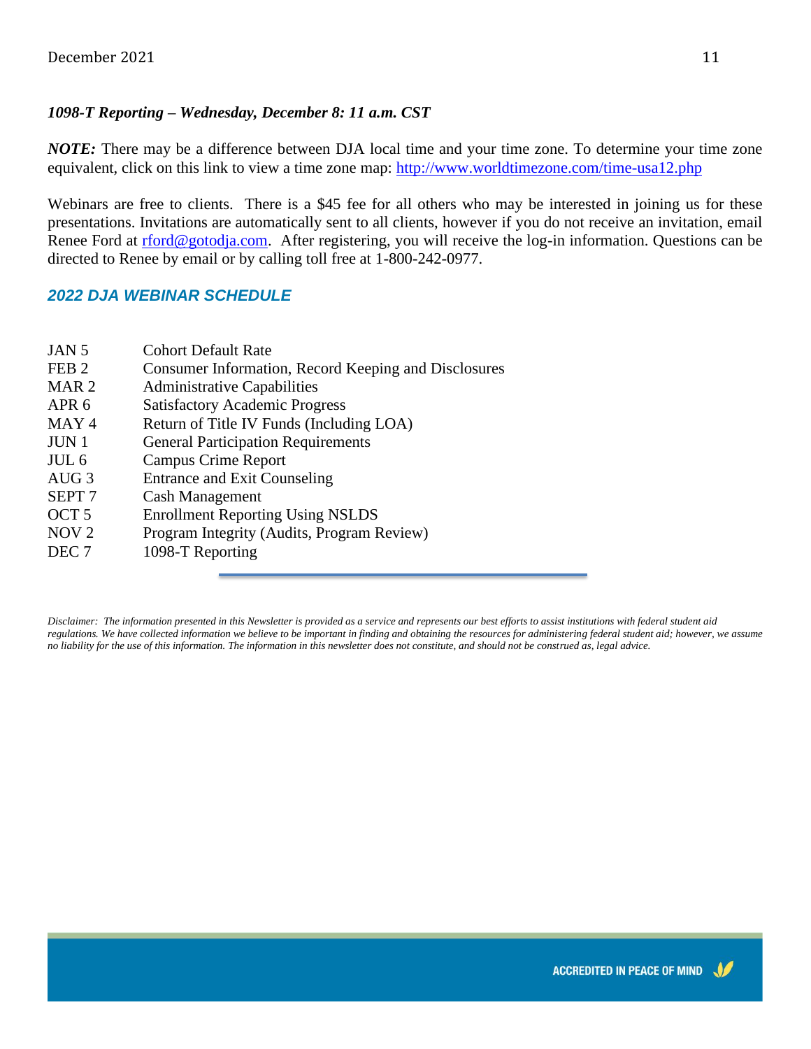*1098-T Reporting – Wednesday, December 8: 11 a.m. CST*

***NOTE:*** There may be a difference between DJA local time and your time zone. To determine your time zone equivalent, click on this link to view a time zone map: http://www.worldtimezone.com/time-usa12.php

Webinars are free to clients. There is a $45 fee for all others who may be interested in joining us for these presentations. Invitations are automatically sent to all clients, however if you do not receive an invitation, email Renee Ford at rford@gotodja.com. After registering, you will receive the log-in information. Questions can be directed to Renee by email or by calling toll free at 1-800-242-0977.

## *2022 DJA WEBINAR SCHEDULE*

| | |
|---|---|
| JAN 5 | Cohort Default Rate |
| FEB 2 | Consumer Information, Record Keeping and Disclosures |
| MAR 2 | Administrative Capabilities |
| APR 6 | Satisfactory Academic Progress |
| MAY 4 | Return of Title IV Funds (Including LOA) |
| JUN 1 | General Participation Requirements |
| JUL 6 | Campus Crime Report |
| AUG 3 | Entrance and Exit Counseling |
| SEPT 7 | Cash Management |
| OCT 5 | Enrollment Reporting Using NSLDS |
| NOV 2 | Program Integrity (Audits, Program Review) |
| DEC 7 | 1098-T Reporting |

*Disclaimer: The information presented in this Newsletter is provided as a service and represents our best efforts to assist institutions with federal student aid regulations. We have collected information we believe to be important in finding and obtaining the resources for administering federal student aid; however, we assume no liability for the use of this information. The information in this newsletter does not constitute, and should not be construed as, legal advice.*

ACCREDITED IN PEACE OF MIND